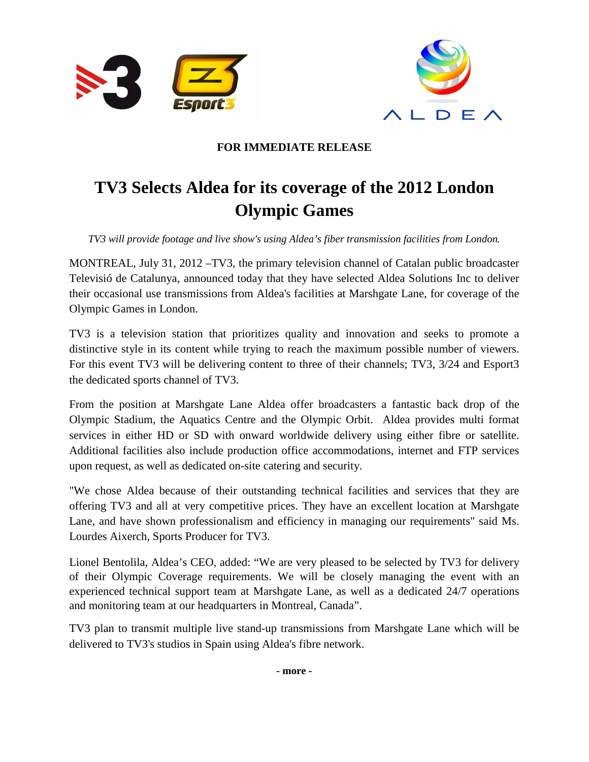**FOR IMMEDIATE RELEASE**

# TV3 Selects Aldea for its coverage of the 2012 London Olympic Games

*TV3 will provide footage and live show's using Aldea's fiber transmission facilities from London.*

MONTREAL, July 31, 2012 –TV3, the primary television channel of Catalan public broadcaster Televisió de Catalunya, announced today that they have selected Aldea Solutions Inc to deliver their occasional use transmissions from Aldea's facilities at Marshgate Lane, for coverage of the Olympic Games in London.

TV3 is a television station that prioritizes quality and innovation and seeks to promote a distinctive style in its content while trying to reach the maximum possible number of viewers. For this event TV3 will be delivering content to three of their channels; TV3, 3/24 and Esport3 the dedicated sports channel of TV3.

From the position at Marshgate Lane Aldea offer broadcasters a fantastic back drop of the Olympic Stadium, the Aquatics Centre and the Olympic Orbit. Aldea provides multi format services in either HD or SD with onward worldwide delivery using either fibre or satellite. Additional facilities also include production office accommodations, internet and FTP services upon request, as well as dedicated on-site catering and security.

"We chose Aldea because of their outstanding technical facilities and services that they are offering TV3 and all at very competitive prices. They have an excellent location at Marshgate Lane, and have shown professionalism and efficiency in managing our requirements" said Ms. Lourdes Aixerch, Sports Producer for TV3.

Lionel Bentolila, Aldea's CEO, added: "We are very pleased to be selected by TV3 for delivery of their Olympic Coverage requirements. We will be closely managing the event with an experienced technical support team at Marshgate Lane, as well as a dedicated 24/7 operations and monitoring team at our headquarters in Montreal, Canada".

TV3 plan to transmit multiple live stand-up transmissions from Marshgate Lane which will be delivered to TV3's studios in Spain using Aldea's fibre network.

**- more -**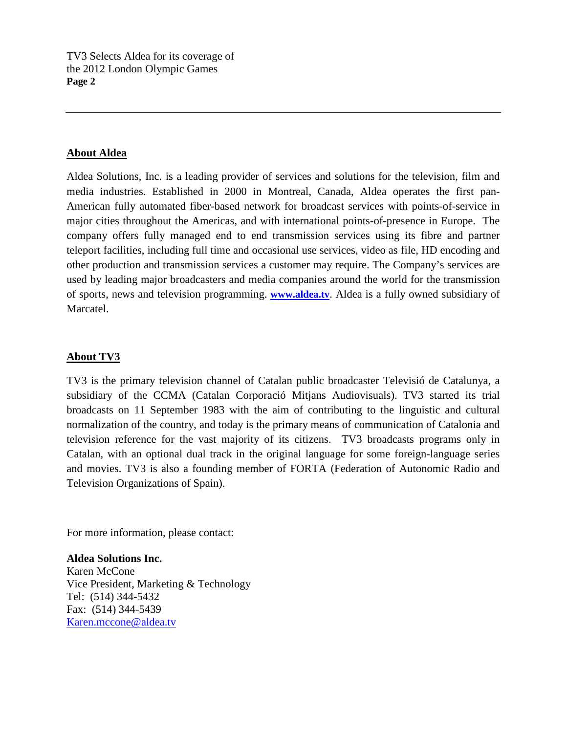## About Aldea

Aldea Solutions, Inc. is a leading provider of services and solutions for the television, film and media industries. Established in 2000 in Montreal, Canada, Aldea operates the first pan-American fully automated fiber-based network for broadcast services with points-of-service in major cities throughout the Americas, and with international points-of-presence in Europe. The company offers fully managed end to end transmission services using its fibre and partner teleport facilities, including full time and occasional use services, video as file, HD encoding and other production and transmission services a customer may require. The Company's services are used by leading major broadcasters and media companies around the world for the transmission of sports, news and television programming. **www.aldea.tv**. Aldea is a fully owned subsidiary of Marcatel.

## About TV3

TV3 is the primary television channel of Catalan public broadcaster Televisió de Catalunya, a subsidiary of the CCMA (Catalan Corporació Mitjans Audiovisuals). TV3 started its trial broadcasts on 11 September 1983 with the aim of contributing to the linguistic and cultural normalization of the country, and today is the primary means of communication of Catalonia and television reference for the vast majority of its citizens. TV3 broadcasts programs only in Catalan, with an optional dual track in the original language for some foreign-language series and movies. TV3 is also a founding member of FORTA (Federation of Autonomic Radio and Television Organizations of Spain).

For more information, please contact:

**Aldea Solutions Inc.**
Karen McCone
Vice President, Marketing & Technology
Tel: (514) 344-5432
Fax: (514) 344-5439
Karen.mccone@aldea.tv